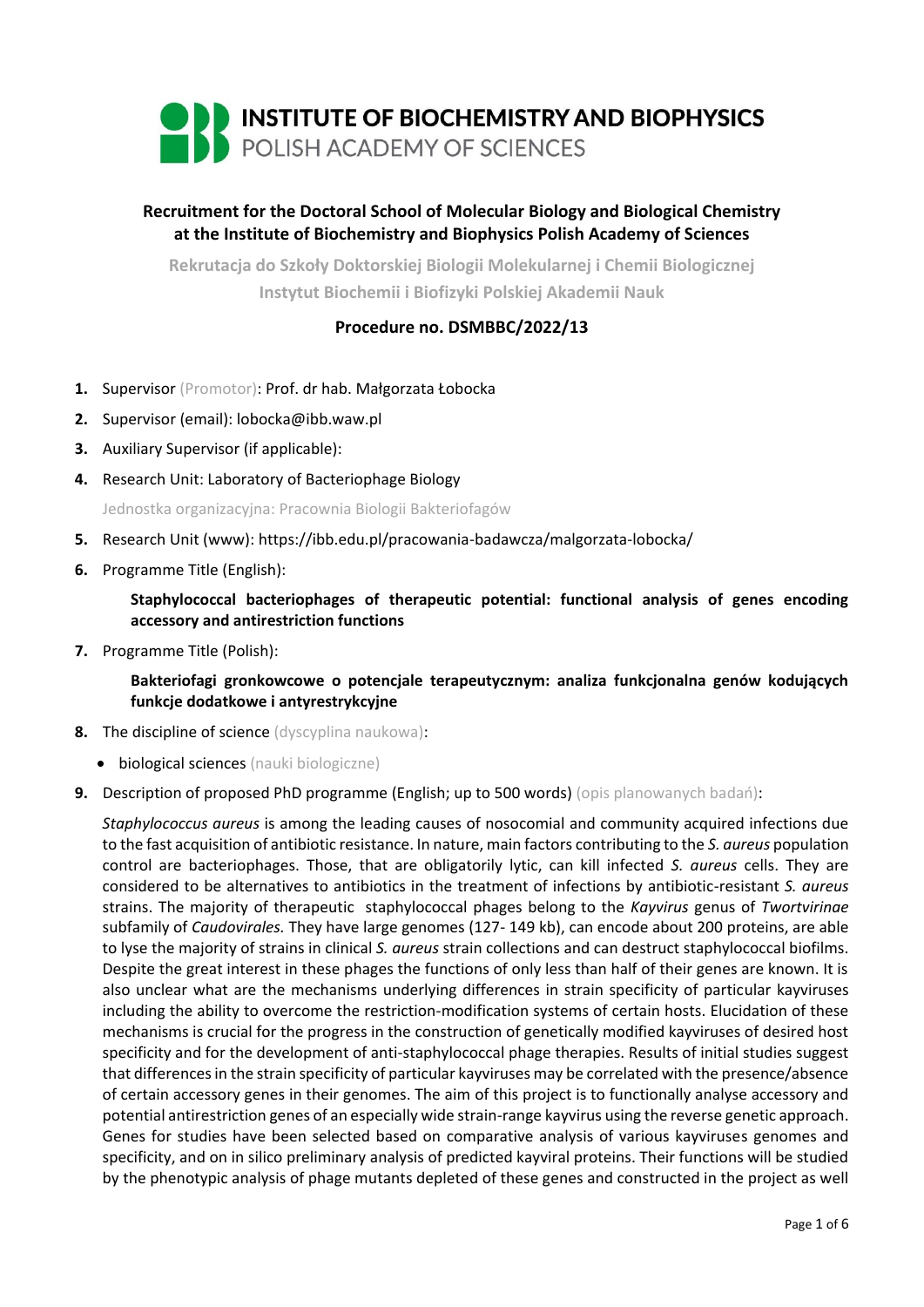# INSTITUTE OF BIOCHEMISTRY AND BIOPHYSICS
POLISH ACADEMY OF SCIENCES

## Recruitment for the Doctoral School of Molecular Biology and Biological Chemistry at the Institute of Biochemistry and Biophysics Polish Academy of Sciences

Rekrutacja do Szkoły Doktorskiej Biologii Molekularnej i Chemii Biologicznej Instytut Biochemii i Biofizyki Polskiej Akademii Nauk

### Procedure no. DSMBBC/2022/13

1. Supervisor (Promotor): Prof. dr hab. Małgorzata Łobocka
2. Supervisor (email): lobocka@ibb.waw.pl
3. Auxiliary Supervisor (if applicable):
4. Research Unit: Laboratory of Bacteriophage Biology

   Jednostka organizacyjna: Pracownia Biologii Bakteriofagów
5. Research Unit (www): https://ibb.edu.pl/pracowania-badawcza/malgorzata-lobocka/
6. Programme Title (English):

   **Staphylococcal bacteriophages of therapeutic potential: functional analysis of genes encoding accessory and antirestriction functions**
7. Programme Title (Polish):

   **Bakteriofagi gronkowcowe o potencjale terapeutycznym: analiza funkcjonalna genów kodujących funkcje dodatkowe i antyrestrykcyjne**
8. The discipline of science (dyscyplina naukowa):
   - biological sciences (nauki biologiczne)
9. Description of proposed PhD programme (English; up to 500 words) (opis planowanych badań):

   *Staphylococcus aureus* is among the leading causes of nosocomial and community acquired infections due to the fast acquisition of antibiotic resistance. In nature, main factors contributing to the *S. aureus* population control are bacteriophages. Those, that are obligatorily lytic, can kill infected *S. aureus* cells. They are considered to be alternatives to antibiotics in the treatment of infections by antibiotic-resistant *S. aureus* strains. The majority of therapeutic staphylococcal phages belong to the *Kayvirus* genus of *Twortvirinae* subfamily of *Caudovirales.* They have large genomes (127- 149 kb), can encode about 200 proteins, are able to lyse the majority of strains in clinical *S. aureus* strain collections and can destruct staphylococcal biofilms. Despite the great interest in these phages the functions of only less than half of their genes are known. It is also unclear what are the mechanisms underlying differences in strain specificity of particular kayviruses including the ability to overcome the restriction-modification systems of certain hosts. Elucidation of these mechanisms is crucial for the progress in the construction of genetically modified kayviruses of desired host specificity and for the development of anti-staphylococcal phage therapies. Results of initial studies suggest that differences in the strain specificity of particular kayviruses may be correlated with the presence/absence of certain accessory genes in their genomes. The aim of this project is to functionally analyse accessory and potential antirestriction genes of an especially wide strain-range kayvirus using the reverse genetic approach. Genes for studies have been selected based on comparative analysis of various kayviruses genomes and specificity, and on in silico preliminary analysis of predicted kayviral proteins. Their functions will be studied by the phenotypic analysis of phage mutants depleted of these genes and constructed in the project as well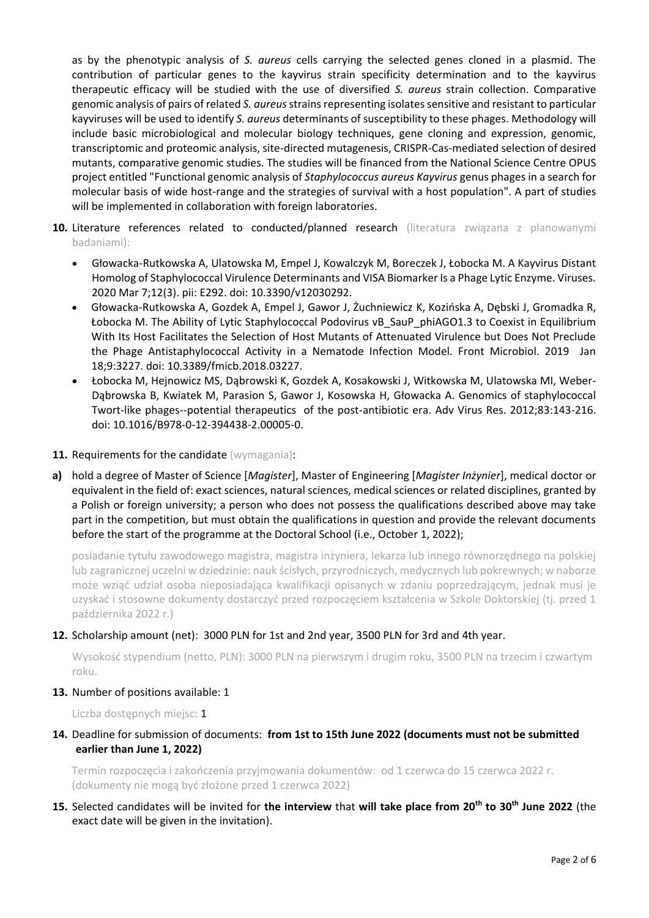as by the phenotypic analysis of *S. aureus* cells carrying the selected genes cloned in a plasmid. The contribution of particular genes to the kayvirus strain specificity determination and to the kayvirus therapeutic efficacy will be studied with the use of diversified *S. aureus* strain collection. Comparative genomic analysis of pairs of related *S. aureus* strains representing isolates sensitive and resistant to particular kayviruses will be used to identify *S. aureus* determinants of susceptibility to these phages. Methodology will include basic microbiological and molecular biology techniques, gene cloning and expression, genomic, transcriptomic and proteomic analysis, site-directed mutagenesis, CRISPR-Cas-mediated selection of desired mutants, comparative genomic studies. The studies will be financed from the National Science Centre OPUS project entitled "Functional genomic analysis of *Staphylococcus aureus Kayvirus* genus phages in a search for molecular basis of wide host-range and the strategies of survival with a host population". A part of studies will be implemented in collaboration with foreign laboratories.

**10.** Literature references related to conducted/planned research (literatura związana z planowanymi badaniami):

- Głowacka-Rutkowska A, Ulatowska M, Empel J, Kowalczyk M, Boreczek J, Łobocka M. A Kayvirus Distant Homolog of Staphylococcal Virulence Determinants and VISA Biomarker Is a Phage Lytic Enzyme. Viruses. 2020 Mar 7;12(3). pii: E292. doi: 10.3390/v12030292.
- Głowacka-Rutkowska A, Gozdek A, Empel J, Gawor J, Żuchniewicz K, Kozińska A, Dębski J, Gromadka R, Łobocka M. The Ability of Lytic Staphylococcal Podovirus vB_SauP_phiAGO1.3 to Coexist in Equilibrium With Its Host Facilitates the Selection of Host Mutants of Attenuated Virulence but Does Not Preclude the Phage Antistaphylococcal Activity in a Nematode Infection Model. Front Microbiol. 2019 Jan 18;9:3227. doi: 10.3389/fmicb.2018.03227.
- Łobocka M, Hejnowicz MS, Dąbrowski K, Gozdek A, Kosakowski J, Witkowska M, Ulatowska MI, Weber-Dąbrowska B, Kwiatek M, Parasion S, Gawor J, Kosowska H, Głowacka A. Genomics of staphylococcal Twort-like phages--potential therapeutics of the post-antibiotic era. Adv Virus Res. 2012;83:143-216. doi: 10.1016/B978-0-12-394438-2.00005-0.

**11.** Requirements for the candidate (wymagania):

**a)** hold a degree of Master of Science [*Magister*], Master of Engineering [*Magister Inżynier*], medical doctor or equivalent in the field of: exact sciences, natural sciences, medical sciences or related disciplines, granted by a Polish or foreign university; a person who does not possess the qualifications described above may take part in the competition, but must obtain the qualifications in question and provide the relevant documents before the start of the programme at the Doctoral School (i.e., October 1, 2022);

posiadanie tytułu zawodowego magistra, magistra inżyniera, lekarza lub innego równorzędnego na polskiej lub zagranicznej uczelni w dziedzinie: nauk ścisłych, przyrodniczych, medycznych lub pokrewnych; w naborze może wziąć udział osoba nieposiadająca kwalifikacji opisanych w zdaniu poprzedzającym, jednak musi je uzyskać i stosowne dokumenty dostarczyć przed rozpoczęciem kształcenia w Szkole Doktorskiej (tj. przed 1 października 2022 r.)

**12.** Scholarship amount (net): 3000 PLN for 1st and 2nd year, 3500 PLN for 3rd and 4th year.

Wysokość stypendium (netto, PLN): 3000 PLN na pierwszym i drugim roku, 3500 PLN na trzecim i czwartym roku.

**13.** Number of positions available: 1

Liczba dostępnych miejsc: **1**

**14.** Deadline for submission of documents: **from 1st to 15th June 2022 (documents must not be submitted earlier than June 1, 2022)**

Termin rozpoczęcia i zakończenia przyjmowania dokumentów: od 1 czerwca do 15 czerwca 2022 r. (dokumenty nie mogą być złożone przed 1 czerwca 2022)

**15.** Selected candidates will be invited for **the interview** that **will take place from 20th to 30th June 2022** (the exact date will be given in the invitation).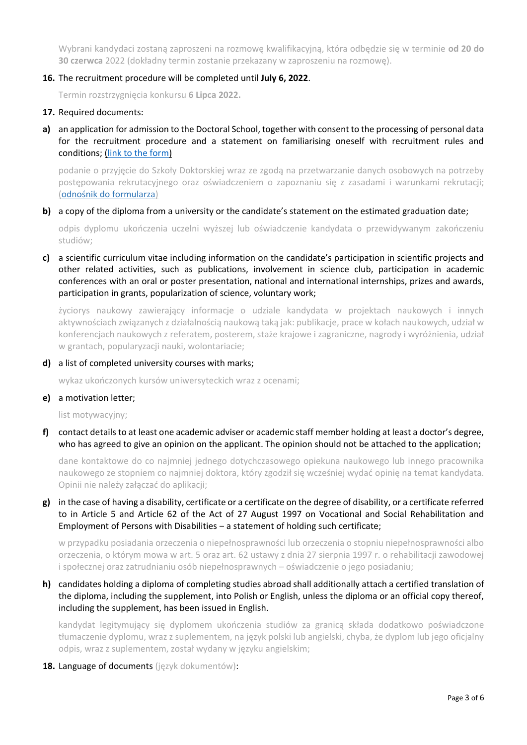Wybrani kandydaci zostaną zaproszeni na rozmowę kwalifikacyjną, która odbędzie się w terminie **od 20 do 30 czerwca** 2022 (dokładny termin zostanie przekazany w zaproszeniu na rozmowę).

**16.** The recruitment procedure will be completed until **July 6, 2022**.

Termin rozstrzygnięcia konkursu **6 Lipca 2022.**

**17.** Required documents:

**a)** an application for admission to the Doctoral School, together with consent to the processing of personal data for the recruitment procedure and a statement on familiarising oneself with recruitment rules and conditions; (link to the form)

podanie o przyjęcie do Szkoły Doktorskiej wraz ze zgodą na przetwarzanie danych osobowych na potrzeby postępowania rekrutacyjnego oraz oświadczeniem o zapoznaniu się z zasadami i warunkami rekrutacji; (odnośnik do formularza)

**b)** a copy of the diploma from a university or the candidate's statement on the estimated graduation date;

odpis dyplomu ukończenia uczelni wyższej lub oświadczenie kandydata o przewidywanym zakończeniu studiów;

**c)** a scientific curriculum vitae including information on the candidate's participation in scientific projects and other related activities, such as publications, involvement in science club, participation in academic conferences with an oral or poster presentation, national and international internships, prizes and awards, participation in grants, popularization of science, voluntary work;

życiorys naukowy zawierający informacje o udziale kandydata w projektach naukowych i innych aktywnościach związanych z działalnością naukową taką jak: publikacje, prace w kołach naukowych, udział w konferencjach naukowych z referatem, posterem, staże krajowe i zagraniczne, nagrody i wyróżnienia, udział w grantach, popularyzacji nauki, wolontariacie;

**d)** a list of completed university courses with marks;

wykaz ukończonych kursów uniwersyteckich wraz z ocenami;

**e)** a motivation letter;

list motywacyjny;

**f)** contact details to at least one academic adviser or academic staff member holding at least a doctor's degree, who has agreed to give an opinion on the applicant. The opinion should not be attached to the application;

dane kontaktowe do co najmniej jednego dotychczasowego opiekuna naukowego lub innego pracownika naukowego ze stopniem co najmniej doktora, który zgodził się wcześniej wydać opinię na temat kandydata. Opinii nie należy załączać do aplikacji;

**g)** in the case of having a disability, certificate or a certificate on the degree of disability, or a certificate referred to in Article 5 and Article 62 of the Act of 27 August 1997 on Vocational and Social Rehabilitation and Employment of Persons with Disabilities – a statement of holding such certificate;

w przypadku posiadania orzeczenia o niepełnosprawności lub orzeczenia o stopniu niepełnosprawności albo orzeczenia, o którym mowa w art. 5 oraz art. 62 ustawy z dnia 27 sierpnia 1997 r. o rehabilitacji zawodowej i społecznej oraz zatrudnianiu osób niepełnosprawnych – oświadczenie o jego posiadaniu;

**h)** candidates holding a diploma of completing studies abroad shall additionally attach a certified translation of the diploma, including the supplement, into Polish or English, unless the diploma or an official copy thereof, including the supplement, has been issued in English.

kandydat legitymujący się dyplomem ukończenia studiów za granicą składa dodatkowo poświadczone tłumaczenie dyplomu, wraz z suplementem, na język polski lub angielski, chyba, że dyplom lub jego oficjalny odpis, wraz z suplementem, został wydany w języku angielskim;

**18.** Language of documents (język dokumentów):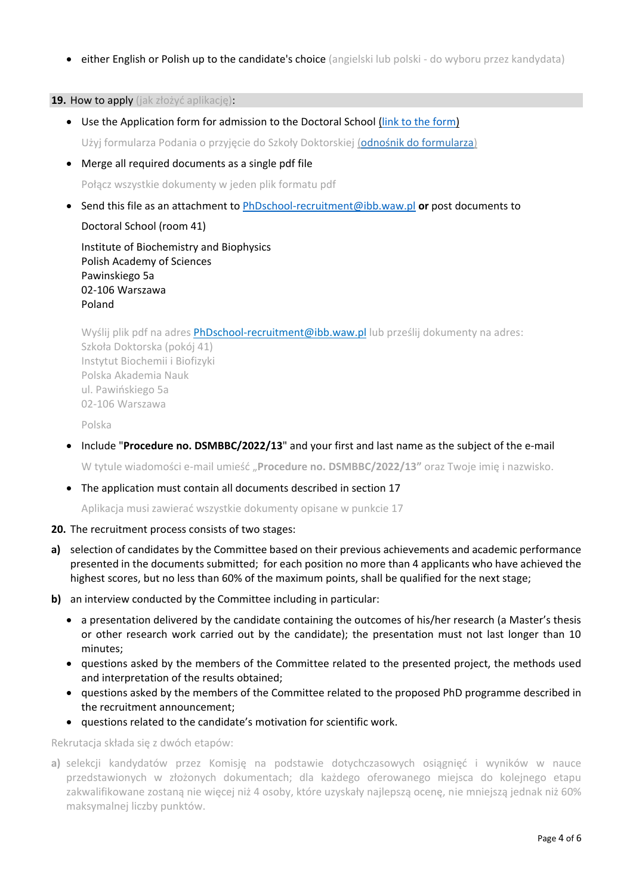- either English or Polish up to the candidate's choice (angielski lub polski - do wyboru przez kandydata)

**19.** How to apply (jak złożyć aplikację):

- Use the Application form for admission to the Doctoral School (link to the form)

  Użyj formularza Podania o przyjęcie do Szkoły Doktorskiej (odnośnik do formularza)

- Merge all required documents as a single pdf file

  Połącz wszystkie dokumenty w jeden plik formatu pdf

- Send this file as an attachment to PhDschool-recruitment@ibb.waw.pl **or** post documents to

  Doctoral School (room 41)

  Institute of Biochemistry and Biophysics
  Polish Academy of Sciences
  Pawinskiego 5a
  02-106 Warszawa
  Poland

  Wyślij plik pdf na adres PhDschool-recruitment@ibb.waw.pl lub prześlij dokumenty na adres:
  Szkoła Doktorska (pokój 41)
  Instytut Biochemii i Biofizyki
  Polska Akademia Nauk
  ul. Pawińskiego 5a
  02-106 Warszawa

  Polska

- Include "**Procedure no. DSMBBC/2022/13**" and your first and last name as the subject of the e-mail

  W tytule wiadomości e-mail umieść „**Procedure no. DSMBBC/2022/13**" oraz Twoje imię i nazwisko.

- The application must contain all documents described in section 17

  Aplikacja musi zawierać wszystkie dokumenty opisane w punkcie 17

**20.** The recruitment process consists of two stages:

**a)** selection of candidates by the Committee based on their previous achievements and academic performance presented in the documents submitted; for each position no more than 4 applicants who have achieved the highest scores, but no less than 60% of the maximum points, shall be qualified for the next stage;

**b)** an interview conducted by the Committee including in particular:

- a presentation delivered by the candidate containing the outcomes of his/her research (a Master's thesis or other research work carried out by the candidate); the presentation must not last longer than 10 minutes;
- questions asked by the members of the Committee related to the presented project, the methods used and interpretation of the results obtained;
- questions asked by the members of the Committee related to the proposed PhD programme described in the recruitment announcement;
- questions related to the candidate's motivation for scientific work.

Rekrutacja składa się z dwóch etapów:

**a)** selekcji kandydatów przez Komisję na podstawie dotychczasowych osiągnięć i wyników w nauce przedstawionych w złożonych dokumentach; dla każdego oferowanego miejsca do kolejnego etapu zakwalifikowane zostaną nie więcej niż 4 osoby, które uzyskały najlepszą ocenę, nie mniejszą jednak niż 60% maksymalnej liczby punktów.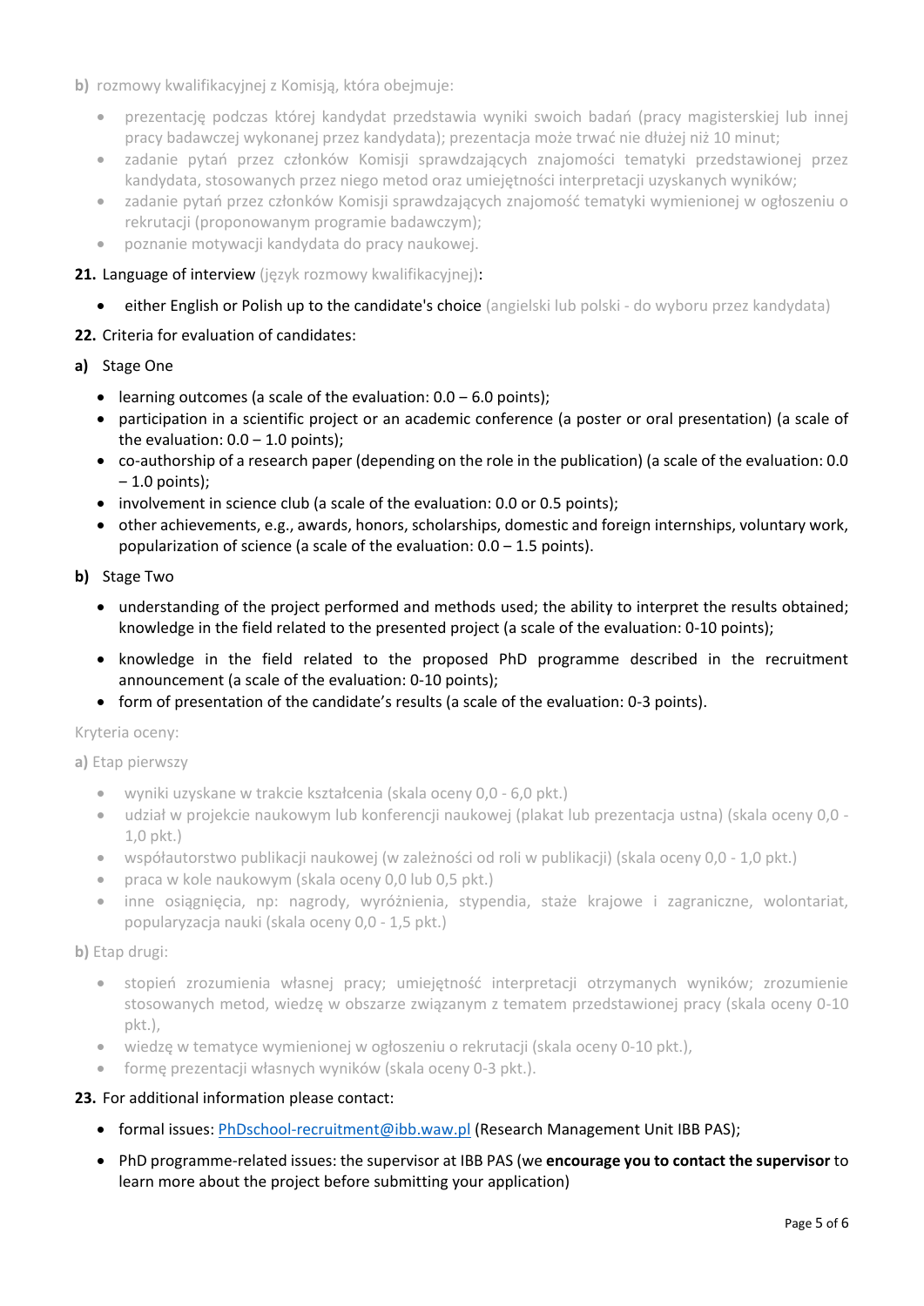**b)** rozmowy kwalifikacyjnej z Komisją, która obejmuje:

- prezentację podczas której kandydat przedstawia wyniki swoich badań (pracy magisterskiej lub innej pracy badawczej wykonanej przez kandydata); prezentacja może trwać nie dłużej niż 10 minut;
- zadanie pytań przez członków Komisji sprawdzających znajomości tematyki przedstawionej przez kandydata, stosowanych przez niego metod oraz umiejętności interpretacji uzyskanych wyników;
- zadanie pytań przez członków Komisji sprawdzających znajomość tematyki wymienionej w ogłoszeniu o rekrutacji (proponowanym programie badawczym);
- poznanie motywacji kandydata do pracy naukowej.

**21.** Language of interview (język rozmowy kwalifikacyjnej):

- either English or Polish up to the candidate's choice (angielski lub polski - do wyboru przez kandydata)

**22.** Criteria for evaluation of candidates:

**a)** Stage One

- learning outcomes (a scale of the evaluation: 0.0 – 6.0 points);
- participation in a scientific project or an academic conference (a poster or oral presentation) (a scale of the evaluation: 0.0 – 1.0 points);
- co-authorship of a research paper (depending on the role in the publication) (a scale of the evaluation: 0.0 – 1.0 points);
- involvement in science club (a scale of the evaluation: 0.0 or 0.5 points);
- other achievements, e.g., awards, honors, scholarships, domestic and foreign internships, voluntary work, popularization of science (a scale of the evaluation: 0.0 – 1.5 points).

**b)** Stage Two

- understanding of the project performed and methods used; the ability to interpret the results obtained; knowledge in the field related to the presented project (a scale of the evaluation: 0-10 points);
- knowledge in the field related to the proposed PhD programme described in the recruitment announcement (a scale of the evaluation: 0-10 points);
- form of presentation of the candidate's results (a scale of the evaluation: 0-3 points).

Kryteria oceny:

**a)** Etap pierwszy

- wyniki uzyskane w trakcie kształcenia (skala oceny 0,0 - 6,0 pkt.)
- udział w projekcie naukowym lub konferencji naukowej (plakat lub prezentacja ustna) (skala oceny 0,0 - 1,0 pkt.)
- współautorstwo publikacji naukowej (w zależności od roli w publikacji) (skala oceny 0,0 - 1,0 pkt.)
- praca w kole naukowym (skala oceny 0,0 lub 0,5 pkt.)
- inne osiągnięcia, np: nagrody, wyróżnienia, stypendia, staże krajowe i zagraniczne, wolontariat, popularyzacja nauki (skala oceny 0,0 - 1,5 pkt.)

**b)** Etap drugi:

- stopień zrozumienia własnej pracy; umiejętność interpretacji otrzymanych wyników; zrozumienie stosowanych metod, wiedzę w obszarze związanym z tematem przedstawionej pracy (skala oceny 0-10 pkt.),
- wiedzę w tematyce wymienionej w ogłoszeniu o rekrutacji (skala oceny 0-10 pkt.),
- formę prezentacji własnych wyników (skala oceny 0-3 pkt.).

**23.** For additional information please contact:

- formal issues: PhDschool-recruitment@ibb.waw.pl (Research Management Unit IBB PAS);
- PhD programme-related issues: the supervisor at IBB PAS (we **encourage you to contact the supervisor** to learn more about the project before submitting your application)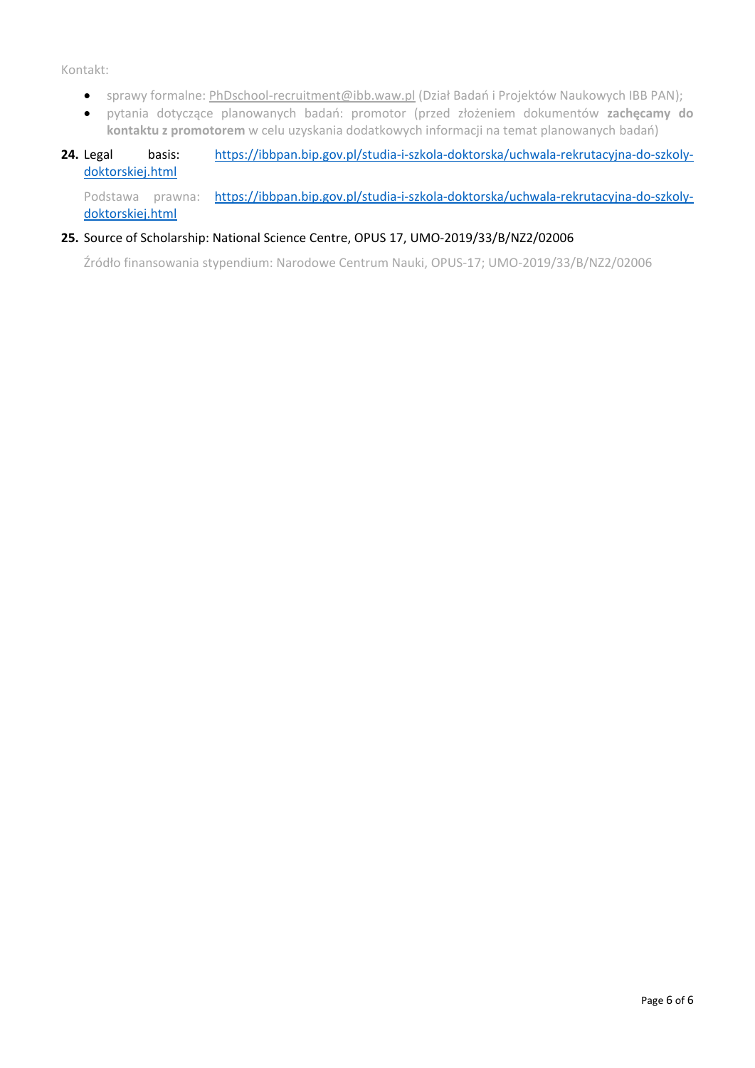Kontakt:

- sprawy formalne: PhDschool-recruitment@ibb.waw.pl (Dział Badań i Projektów Naukowych IBB PAN);
- pytania dotyczące planowanych badań: promotor (przed złożeniem dokumentów **zachęcamy do kontaktu z promotorem** w celu uzyskania dodatkowych informacji na temat planowanych badań)

**24.** Legal basis: https://ibbpan.bip.gov.pl/studia-i-szkola-doktorska/uchwala-rekrutacyjna-do-szkoly-doktorskiej.html

Podstawa prawna: https://ibbpan.bip.gov.pl/studia-i-szkola-doktorska/uchwala-rekrutacyjna-do-szkoly-doktorskiej.html

**25.** Source of Scholarship: National Science Centre, OPUS 17, UMO-2019/33/B/NZ2/02006

Źródło finansowania stypendium: Narodowe Centrum Nauki, OPUS-17; UMO-2019/33/B/NZ2/02006